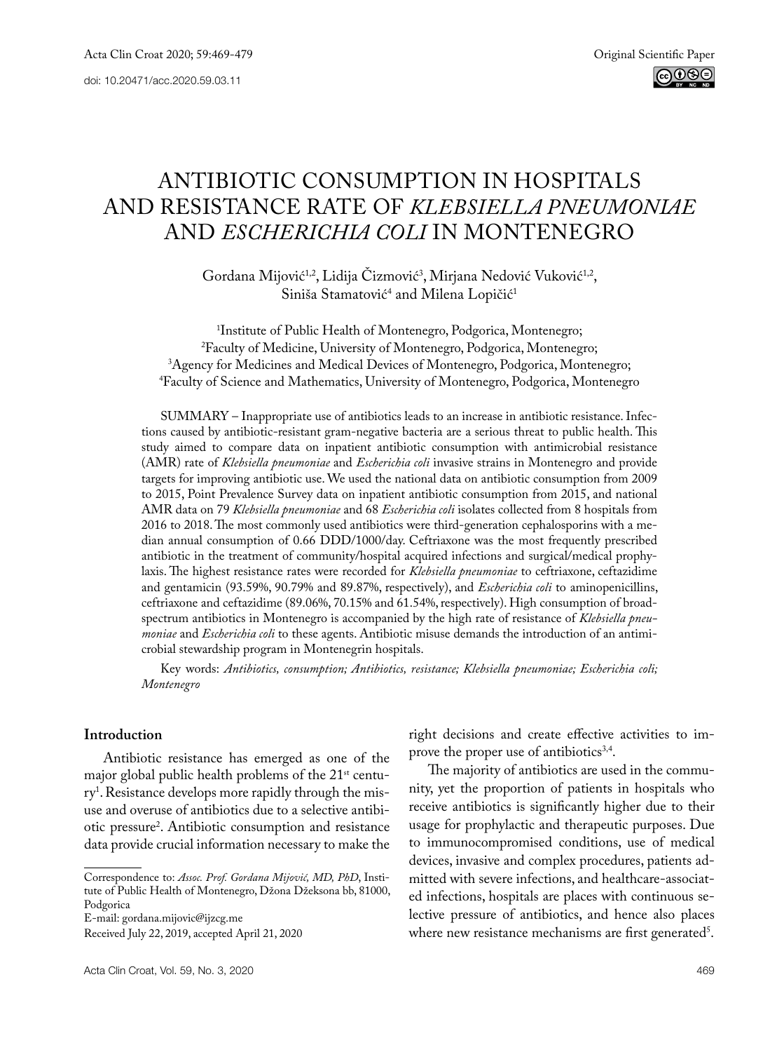# ANTIBIOTIC CONSUMPTION IN HOSPITALS AND RESISTANCE RATE OF *KLEBSIELLA PNEUMONIAE* AND *ESCHERICHIA COLI* IN MONTENEGRO

Gordana Mijović[1,2], Lidija Čizmović[3], Mirjana Nedović Vuković[1,2], Siniša Stamatović[4] and Milena Lopičić[1]

[1]Institute of Public Health of Montenegro, Podgorica, Montenegro;
[2]Faculty of Medicine, University of Montenegro, Podgorica, Montenegro;
[3]Agency for Medicines and Medical Devices of Montenegro, Podgorica, Montenegro;
[4]Faculty of Science and Mathematics, University of Montenegro, Podgorica, Montenegro

SUMMARY – Inappropriate use of antibiotics leads to an increase in antibiotic resistance. Infections caused by antibiotic-resistant gram-negative bacteria are a serious threat to public health. This study aimed to compare data on inpatient antibiotic consumption with antimicrobial resistance (AMR) rate of *Klebsiella pneumoniae* and *Escherichia coli* invasive strains in Montenegro and provide targets for improving antibiotic use. We used the national data on antibiotic consumption from 2009 to 2015, Point Prevalence Survey data on inpatient antibiotic consumption from 2015, and national AMR data on 79 *Klebsiella pneumoniae* and 68 *Escherichia coli* isolates collected from 8 hospitals from 2016 to 2018. The most commonly used antibiotics were third-generation cephalosporins with a median annual consumption of 0.66 DDD/1000/day. Ceftriaxone was the most frequently prescribed antibiotic in the treatment of community/hospital acquired infections and surgical/medical prophylaxis. The highest resistance rates were recorded for *Klebsiella pneumoniae* to ceftriaxone, ceftazidime and gentamicin (93.59%, 90.79% and 89.87%, respectively), and *Escherichia coli* to aminopenicillins, ceftriaxone and ceftazidime (89.06%, 70.15% and 61.54%, respectively). High consumption of broad-spectrum antibiotics in Montenegro is accompanied by the high rate of resistance of *Klebsiella pneumoniae* and *Escherichia coli* to these agents. Antibiotic misuse demands the introduction of an antimicrobial stewardship program in Montenegrin hospitals.

Key words: *Antibiotics, consumption; Antibiotics, resistance; Klebsiella pneumoniae; Escherichia coli; Montenegro*

## Introduction

Antibiotic resistance has emerged as one of the major global public health problems of the 21st century[1]. Resistance develops more rapidly through the misuse and overuse of antibiotics due to a selective antibiotic pressure[2]. Antibiotic consumption and resistance data provide crucial information necessary to make the right decisions and create effective activities to improve the proper use of antibiotics[3,4].

The majority of antibiotics are used in the community, yet the proportion of patients in hospitals who receive antibiotics is significantly higher due to their usage for prophylactic and therapeutic purposes. Due to immunocompromised conditions, use of medical devices, invasive and complex procedures, patients admitted with severe infections, and healthcare-associated infections, hospitals are places with continuous selective pressure of antibiotics, and hence also places where new resistance mechanisms are first generated[5].

Correspondence to: *Assoc. Prof. Gordana Mijović, MD, PhD*, Institute of Public Health of Montenegro, Džona Džeksona bb, 81000, Podgorica
E-mail: gordana.mijovic@ijzcg.me
Received July 22, 2019, accepted April 21, 2020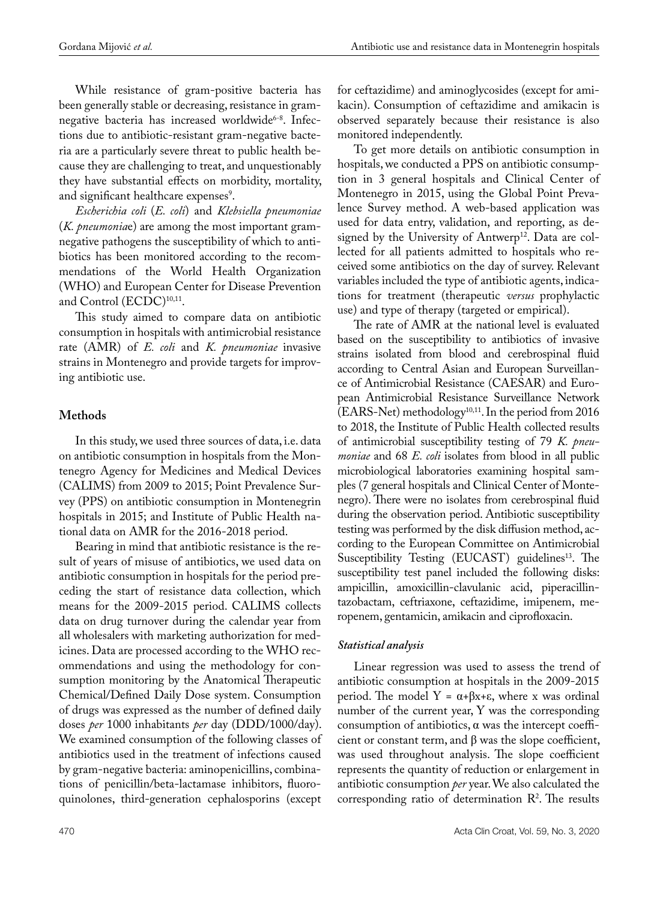While resistance of gram-positive bacteria has been generally stable or decreasing, resistance in gram-negative bacteria has increased worldwide[6-8]. Infections due to antibiotic-resistant gram-negative bacteria are a particularly severe threat to public health because they are challenging to treat, and unquestionably they have substantial effects on morbidity, mortality, and significant healthcare expenses[9].

*Escherichia coli* (*E. coli*) and *Klebsiella pneumoniae* (*K. pneumoniae*) are among the most important gram-negative pathogens the susceptibility of which to antibiotics has been monitored according to the recommendations of the World Health Organization (WHO) and European Center for Disease Prevention and Control (ECDC)[10,11].

This study aimed to compare data on antibiotic consumption in hospitals with antimicrobial resistance rate (AMR) of *E. coli* and *K. pneumoniae* invasive strains in Montenegro and provide targets for improving antibiotic use.

## Methods

In this study, we used three sources of data, i.e. data on antibiotic consumption in hospitals from the Montenegro Agency for Medicines and Medical Devices (CALIMS) from 2009 to 2015; Point Prevalence Survey (PPS) on antibiotic consumption in Montenegrin hospitals in 2015; and Institute of Public Health national data on AMR for the 2016-2018 period.

Bearing in mind that antibiotic resistance is the result of years of misuse of antibiotics, we used data on antibiotic consumption in hospitals for the period preceding the start of resistance data collection, which means for the 2009-2015 period. CALIMS collects data on drug turnover during the calendar year from all wholesalers with marketing authorization for medicines. Data are processed according to the WHO recommendations and using the methodology for consumption monitoring by the Anatomical Therapeutic Chemical/Defined Daily Dose system. Consumption of drugs was expressed as the number of defined daily doses *per* 1000 inhabitants *per* day (DDD/1000/day). We examined consumption of the following classes of antibiotics used in the treatment of infections caused by gram-negative bacteria: aminopenicillins, combinations of penicillin/beta-lactamase inhibitors, fluoroquinolones, third-generation cephalosporins (except for ceftazidime) and aminoglycosides (except for amikacin). Consumption of ceftazidime and amikacin is observed separately because their resistance is also monitored independently.

To get more details on antibiotic consumption in hospitals, we conducted a PPS on antibiotic consumption in 3 general hospitals and Clinical Center of Montenegro in 2015, using the Global Point Prevalence Survey method. A web-based application was used for data entry, validation, and reporting, as designed by the University of Antwerp[12]. Data are collected for all patients admitted to hospitals who received some antibiotics on the day of survey. Relevant variables included the type of antibiotic agents, indications for treatment (therapeutic *versus* prophylactic use) and type of therapy (targeted or empirical).

The rate of AMR at the national level is evaluated based on the susceptibility to antibiotics of invasive strains isolated from blood and cerebrospinal fluid according to Central Asian and European Surveillance of Antimicrobial Resistance (CAESAR) and European Antimicrobial Resistance Surveillance Network (EARS-Net) methodology[10,11]. In the period from 2016 to 2018, the Institute of Public Health collected results of antimicrobial susceptibility testing of 79 *K. pneumoniae* and 68 *E. coli* isolates from blood in all public microbiological laboratories examining hospital samples (7 general hospitals and Clinical Center of Montenegro). There were no isolates from cerebrospinal fluid during the observation period. Antibiotic susceptibility testing was performed by the disk diffusion method, according to the European Committee on Antimicrobial Susceptibility Testing (EUCAST) guidelines[13]. The susceptibility test panel included the following disks: ampicillin, amoxicillin-clavulanic acid, piperacillin-tazobactam, ceftriaxone, ceftazidime, imipenem, meropenem, gentamicin, amikacin and ciprofloxacin.

### *Statistical analysis*

Linear regression was used to assess the trend of antibiotic consumption at hospitals in the 2009-2015 period. The model $Y = \alpha + \beta x + \varepsilon$, where x was ordinal number of the current year, Y was the corresponding consumption of antibiotics, $\alpha$ was the intercept coefficient or constant term, and $\beta$ was the slope coefficient, was used throughout analysis. The slope coefficient represents the quantity of reduction or enlargement in antibiotic consumption *per* year. We also calculated the corresponding ratio of determination $R^2$. The results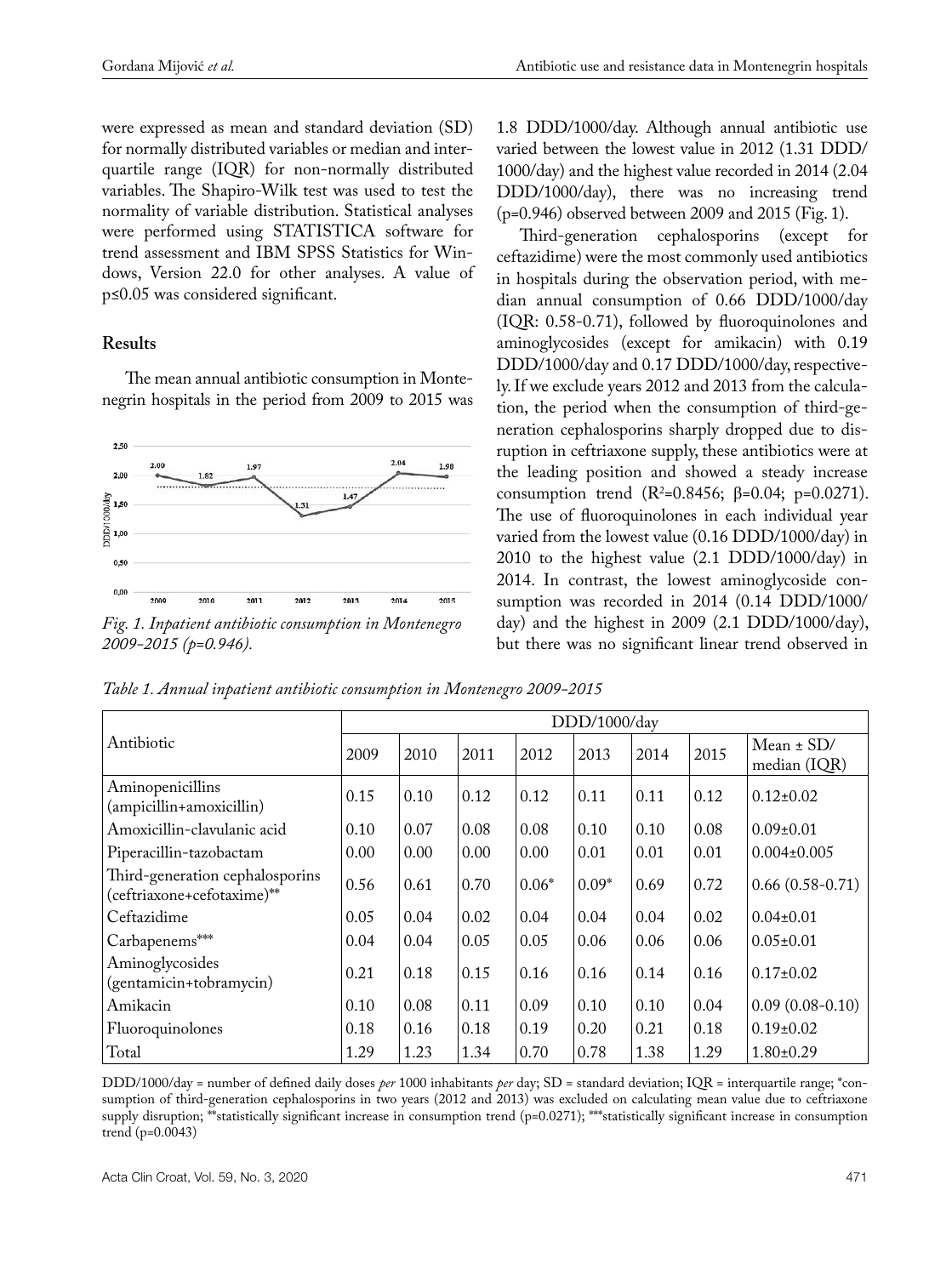were expressed as mean and standard deviation (SD) for normally distributed variables or median and interquartile range (IQR) for non-normally distributed variables. The Shapiro-Wilk test was used to test the normality of variable distribution. Statistical analyses were performed using STATISTICA software for trend assessment and IBM SPSS Statistics for Windows, Version 22.0 for other analyses. A value of $p \leq 0.05$ was considered significant.

## Results

The mean annual antibiotic consumption in Montenegrin hospitals in the period from 2009 to 2015 was 1.8 DDD/1000/day. Although annual antibiotic use varied between the lowest value in 2012 (1.31 DDD/1000/day) and the highest value recorded in 2014 (2.04 DDD/1000/day), there was no increasing trend ($p=0.946$) observed between 2009 and 2015 (Fig. 1).

*Fig. 1. Inpatient antibiotic consumption in Montenegro 2009-2015 (p=0.946).*

Third-generation cephalosporins (except for ceftazidime) were the most commonly used antibiotics in hospitals during the observation period, with median annual consumption of 0.66 DDD/1000/day (IQR: 0.58-0.71), followed by fluoroquinolones and aminoglycosides (except for amikacin) with 0.19 DDD/1000/day and 0.17 DDD/1000/day, respectively. If we exclude years 2012 and 2013 from the calculation, the period when the consumption of third-generation cephalosporins sharply dropped due to disruption in ceftriaxone supply, these antibiotics were at the leading position and showed a steady increase consumption trend ($R^2=0.8456$; $\beta=0.04$; $p=0.0271$). The use of fluoroquinolones in each individual year varied from the lowest value (0.16 DDD/1000/day) in 2010 to the highest value (2.1 DDD/1000/day) in 2014. In contrast, the lowest aminoglycoside consumption was recorded in 2014 (0.14 DDD/1000/day) and the highest in 2009 (2.1 DDD/1000/day), but there was no significant linear trend observed in

*Table 1. Annual inpatient antibiotic consumption in Montenegro 2009-2015*

| Antibiotic | DDD/1000/day | | | | | | | |
|---|---|---|---|---|---|---|---|---|
| | 2009 | 2010 | 2011 | 2012 | 2013 | 2014 | 2015 | Mean ± SD/ median (IQR) |
| Aminopenicillins (ampicillin+amoxicillin) | 0.15 | 0.10 | 0.12 | 0.12 | 0.11 | 0.11 | 0.12 | 0.12±0.02 |
| Amoxicillin-clavulanic acid | 0.10 | 0.07 | 0.08 | 0.08 | 0.10 | 0.10 | 0.08 | 0.09±0.01 |
| Piperacillin-tazobactam | 0.00 | 0.00 | 0.00 | 0.00 | 0.01 | 0.01 | 0.01 | 0.004±0.005 |
| Third-generation cephalosporins (ceftriaxone+cefotaxime)** | 0.56 | 0.61 | 0.70 | 0.06* | 0.09* | 0.69 | 0.72 | 0.66 (0.58-0.71) |
| Ceftazidime | 0.05 | 0.04 | 0.02 | 0.04 | 0.04 | 0.04 | 0.02 | 0.04±0.01 |
| Carbapenems*** | 0.04 | 0.04 | 0.05 | 0.05 | 0.06 | 0.06 | 0.06 | 0.05±0.01 |
| Aminoglycosides (gentamicin+tobramycin) | 0.21 | 0.18 | 0.15 | 0.16 | 0.16 | 0.14 | 0.16 | 0.17±0.02 |
| Amikacin | 0.10 | 0.08 | 0.11 | 0.09 | 0.10 | 0.10 | 0.04 | 0.09 (0.08-0.10) |
| Fluoroquinolones | 0.18 | 0.16 | 0.18 | 0.19 | 0.20 | 0.21 | 0.18 | 0.19±0.02 |
| Total | 1.29 | 1.23 | 1.34 | 0.70 | 0.78 | 1.38 | 1.29 | 1.80±0.29 |

DDD/1000/day = number of defined daily doses *per* 1000 inhabitants *per* day; SD = standard deviation; IQR = interquartile range; *consumption of third-generation cephalosporins in two years (2012 and 2013) was excluded on calculating mean value due to ceftriaxone supply disruption; **statistically significant increase in consumption trend (p=0.0271); ***statistically significant increase in consumption trend (p=0.0043)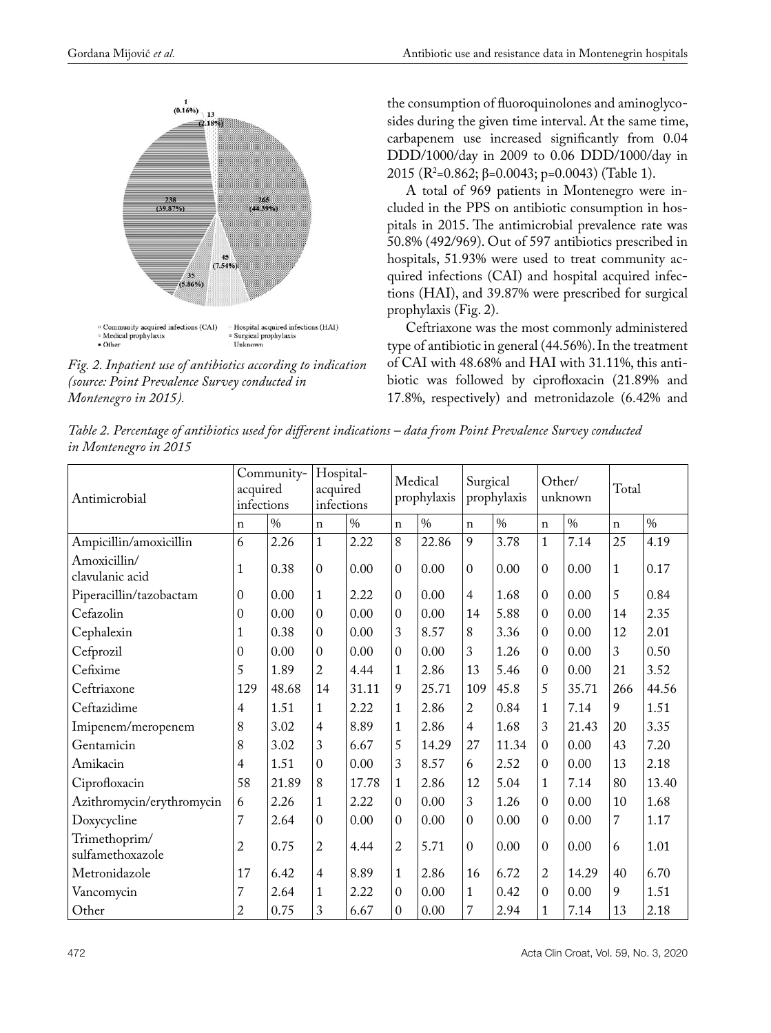the consumption of fluoroquinolones and aminoglycosides during the given time interval. At the same time, carbapenem use increased significantly from 0.04 DDD/1000/day in 2009 to 0.06 DDD/1000/day in 2015 ($R^2$=0.862; β=0.0043; p=0.0043) (Table 1).

A total of 969 patients in Montenegro were included in the PPS on antibiotic consumption in hospitals in 2015. The antimicrobial prevalence rate was 50.8% (492/969). Out of 597 antibiotics prescribed in hospitals, 51.93% were used to treat community acquired infections (CAI) and hospital acquired infections (HAI), and 39.87% were prescribed for surgical prophylaxis (Fig. 2).

*Fig. 2. Inpatient use of antibiotics according to indication (source: Point Prevalence Survey conducted in Montenegro in 2015).*

Ceftriaxone was the most commonly administered type of antibiotic in general (44.56%). In the treatment of CAI with 48.68% and HAI with 31.11%, this antibiotic was followed by ciprofloxacin (21.89% and 17.8%, respectively) and metronidazole (6.42% and

*Table 2. Percentage of antibiotics used for different indications – data from Point Prevalence Survey conducted in Montenegro in 2015*

| Antimicrobial | Community-acquired infections | | Hospital-acquired infections | | Medical prophylaxis | | Surgical prophylaxis | | Other/unknown | | Total | |
|---|---|---|---|---|---|---|---|---|---|---|---|---|
| | n | % | n | % | n | % | n | % | n | % | n | % |
| Ampicillin/amoxicillin | 6 | 2.26 | 1 | 2.22 | 8 | 22.86 | 9 | 3.78 | 1 | 7.14 | 25 | 4.19 |
| Amoxicillin/ clavulanic acid | 1 | 0.38 | 0 | 0.00 | 0 | 0.00 | 0 | 0.00 | 0 | 0.00 | 1 | 0.17 |
| Piperacillin/tazobactam | 0 | 0.00 | 1 | 2.22 | 0 | 0.00 | 4 | 1.68 | 0 | 0.00 | 5 | 0.84 |
| Cefazolin | 0 | 0.00 | 0 | 0.00 | 0 | 0.00 | 14 | 5.88 | 0 | 0.00 | 14 | 2.35 |
| Cephalexin | 1 | 0.38 | 0 | 0.00 | 3 | 8.57 | 8 | 3.36 | 0 | 0.00 | 12 | 2.01 |
| Cefprozil | 0 | 0.00 | 0 | 0.00 | 0 | 0.00 | 3 | 1.26 | 0 | 0.00 | 3 | 0.50 |
| Cefixime | 5 | 1.89 | 2 | 4.44 | 1 | 2.86 | 13 | 5.46 | 0 | 0.00 | 21 | 3.52 |
| Ceftriaxone | 129 | 48.68 | 14 | 31.11 | 9 | 25.71 | 109 | 45.8 | 5 | 35.71 | 266 | 44.56 |
| Ceftazidime | 4 | 1.51 | 1 | 2.22 | 1 | 2.86 | 2 | 0.84 | 1 | 7.14 | 9 | 1.51 |
| Imipenem/meropenem | 8 | 3.02 | 4 | 8.89 | 1 | 2.86 | 4 | 1.68 | 3 | 21.43 | 20 | 3.35 |
| Gentamicin | 8 | 3.02 | 3 | 6.67 | 5 | 14.29 | 27 | 11.34 | 0 | 0.00 | 43 | 7.20 |
| Amikacin | 4 | 1.51 | 0 | 0.00 | 3 | 8.57 | 6 | 2.52 | 0 | 0.00 | 13 | 2.18 |
| Ciprofloxacin | 58 | 21.89 | 8 | 17.78 | 1 | 2.86 | 12 | 5.04 | 1 | 7.14 | 80 | 13.40 |
| Azithromycin/erythromycin | 6 | 2.26 | 1 | 2.22 | 0 | 0.00 | 3 | 1.26 | 0 | 0.00 | 10 | 1.68 |
| Doxycycline | 7 | 2.64 | 0 | 0.00 | 0 | 0.00 | 0 | 0.00 | 0 | 0.00 | 7 | 1.17 |
| Trimethoprim/ sulfamethoxazole | 2 | 0.75 | 2 | 4.44 | 2 | 5.71 | 0 | 0.00 | 0 | 0.00 | 6 | 1.01 |
| Metronidazole | 17 | 6.42 | 4 | 8.89 | 1 | 2.86 | 16 | 6.72 | 2 | 14.29 | 40 | 6.70 |
| Vancomycin | 7 | 2.64 | 1 | 2.22 | 0 | 0.00 | 1 | 0.42 | 0 | 0.00 | 9 | 1.51 |
| Other | 2 | 0.75 | 3 | 6.67 | 0 | 0.00 | 7 | 2.94 | 1 | 7.14 | 13 | 2.18 |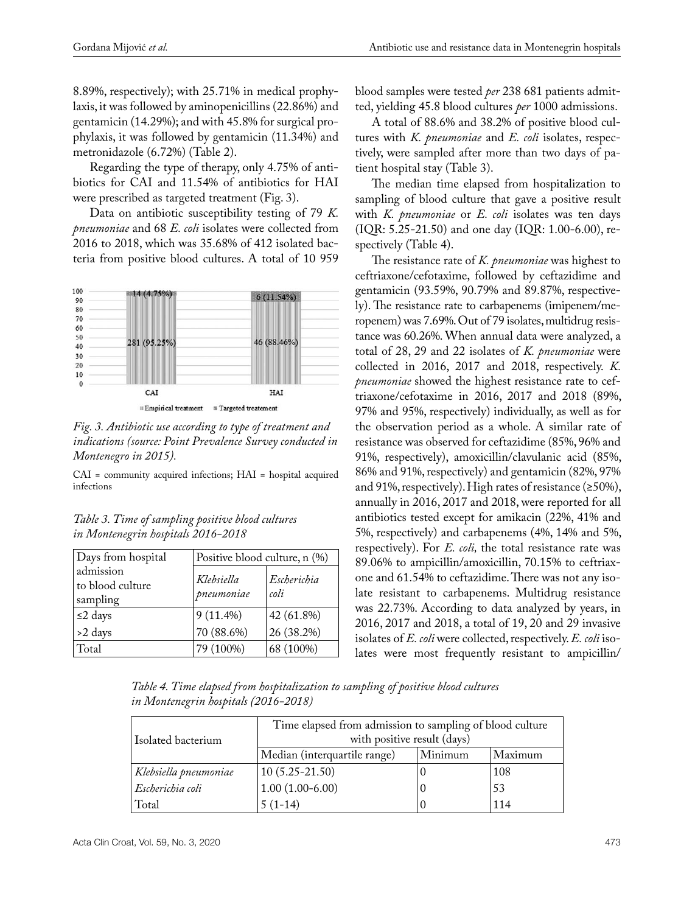8.89%, respectively); with 25.71% in medical prophylaxis, it was followed by aminopenicillins (22.86%) and gentamicin (14.29%); and with 45.8% for surgical prophylaxis, it was followed by gentamicin (11.34%) and metronidazole (6.72%) (Table 2).

Regarding the type of therapy, only 4.75% of antibiotics for CAI and 11.54% of antibiotics for HAI were prescribed as targeted treatment (Fig. 3).

Data on antibiotic susceptibility testing of 79 *K. pneumoniae* and 68 *E. coli* isolates were collected from 2016 to 2018, which was 35.68% of 412 isolated bacteria from positive blood cultures. A total of 10 959 blood samples were tested *per* 238 681 patients admitted, yielding 45.8 blood cultures *per* 1000 admissions.

*Fig. 3. Antibiotic use according to type of treatment and indications (source: Point Prevalence Survey conducted in Montenegro in 2015).*

CAI = community acquired infections; HAI = hospital acquired infections

A total of 88.6% and 38.2% of positive blood cultures with *K. pneumoniae* and *E. coli* isolates, respectively, were sampled after more than two days of patient hospital stay (Table 3).

The median time elapsed from hospitalization to sampling of blood culture that gave a positive result with *K. pneumoniae* or *E. coli* isolates was ten days (IQR: 5.25-21.50) and one day (IQR: 1.00-6.00), respectively (Table 4).

*Table 3. Time of sampling positive blood cultures in Montenegrin hospitals 2016-2018*

| Days from hospital admission to blood culture sampling | Positive blood culture, n (%) | |
|---|---|---|
| | *Klebsiella pneumoniae* | *Escherichia coli* |
| ≤2 days | 9 (11.4%) | 42 (61.8%) |
| >2 days | 70 (88.6%) | 26 (38.2%) |
| Total | 79 (100%) | 68 (100%) |

The resistance rate of *K. pneumoniae* was highest to ceftriaxone/cefotaxime, followed by ceftazidime and gentamicin (93.59%, 90.79% and 89.87%, respectively). The resistance rate to carbapenems (imipenem/meropenem) was 7.69%. Out of 79 isolates, multidrug resistance was 60.26%. When annual data were analyzed, a total of 28, 29 and 22 isolates of *K. pneumoniae* were collected in 2016, 2017 and 2018, respectively. *K. pneumoniae* showed the highest resistance rate to ceftriaxone/cefotaxime in 2016, 2017 and 2018 (89%, 97% and 95%, respectively) individually, as well as for the observation period as a whole. A similar rate of resistance was observed for ceftazidime (85%, 96% and 91%, respectively), amoxicillin/clavulanic acid (85%, 86% and 91%, respectively) and gentamicin (82%, 97% and 91%, respectively). High rates of resistance (≥50%), annually in 2016, 2017 and 2018, were reported for all antibiotics tested except for amikacin (22%, 41% and 5%, respectively) and carbapenems (4%, 14% and 5%, respectively). For *E. coli*, the total resistance rate was 89.06% to ampicillin/amoxicillin, 70.15% to ceftriaxone and 61.54% to ceftazidime. There was not any isolate resistant to carbapenems. Multidrug resistance was 22.73%. According to data analyzed by years, in 2016, 2017 and 2018, a total of 19, 20 and 29 invasive isolates of *E. coli* were collected, respectively. *E. coli* isolates were most frequently resistant to ampicillin/

*Table 4. Time elapsed from hospitalization to sampling of positive blood cultures in Montenegrin hospitals (2016-2018)*

| Isolated bacterium | Time elapsed from admission to sampling of blood culture with positive result (days) | | |
|---|---|---|---|
| | Median (interquartile range) | Minimum | Maximum |
| *Klebsiella pneumoniae* | 10 (5.25-21.50) | 0 | 108 |
| *Escherichia coli* | 1.00 (1.00-6.00) | 0 | 53 |
| Total | 5 (1-14) | 0 | 114 |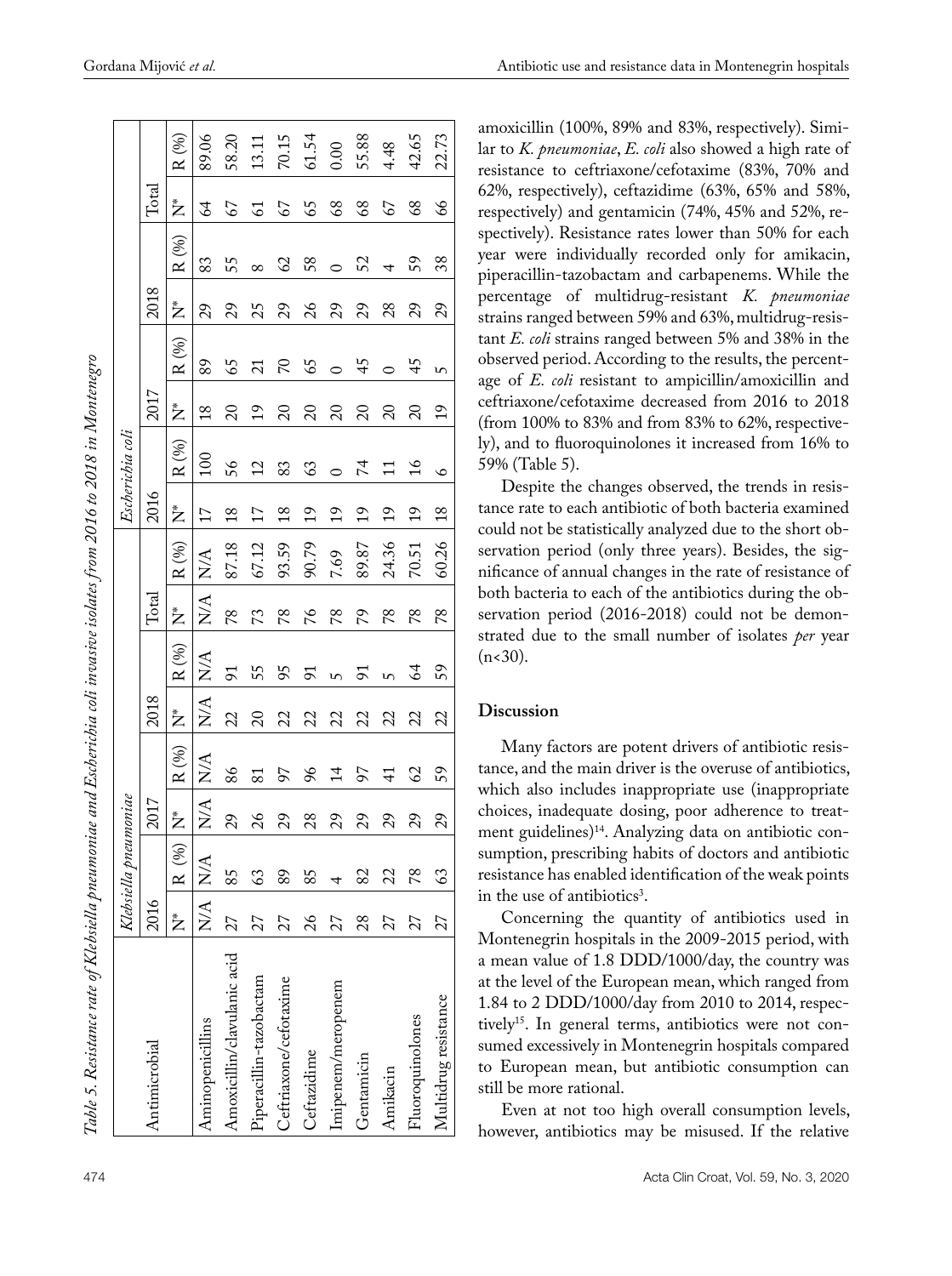*Table 5. Resistance rate of Klebsiella pneumoniae and Escherichia coli invasive isolates from 2016 to 2018 in Montenegro*

| Antimicrobial | *Klebsiella pneumoniae* | | | | | | | | *Escherichia coli* | | | | | | | |
|---|---|---|---|---|---|---|---|---|---|---|---|---|---|---|---|---|
| | 2016 | | 2017 | | 2018 | | Total | | 2016 | | 2017 | | 2018 | | Total | |
| | N* | R (%) | N* | R (%) | N* | R (%) | N* | R (%) | N* | R (%) | N* | R (%) | N* | R (%) | N* | R (%) |
| Aminopenicillins | N/A | N/A | N/A | N/A | N/A | N/A | N/A | N/A | 17 | 100 | 18 | 89 | 29 | 83 | 64 | 89.06 |
| Amoxicillin/clavulanic acid | 27 | 85 | 29 | 86 | 22 | 91 | 78 | 87.18 | 18 | 56 | 20 | 65 | 29 | 55 | 67 | 58.20 |
| Piperacillin-tazobactam | 27 | 63 | 26 | 81 | 20 | 55 | 73 | 67.12 | 17 | 12 | 19 | 21 | 25 | 8 | 61 | 13.11 |
| Ceftriaxone/cefotaxime | 27 | 89 | 29 | 97 | 22 | 95 | 78 | 93.59 | 18 | 83 | 20 | 70 | 29 | 62 | 67 | 70.15 |
| Ceftazidime | 26 | 85 | 28 | 96 | 22 | 91 | 76 | 90.79 | 19 | 63 | 20 | 65 | 26 | 58 | 65 | 61.54 |
| Imipenem/meropenem | 27 | 4 | 29 | 14 | 22 | 5 | 78 | 7.69 | 19 | 0 | 20 | 0 | 29 | 0 | 68 | 0.00 |
| Gentamicin | 28 | 82 | 29 | 97 | 22 | 91 | 79 | 89.87 | 19 | 74 | 20 | 45 | 29 | 52 | 68 | 55.88 |
| Amikacin | 27 | 22 | 29 | 41 | 22 | 5 | 78 | 24.36 | 19 | 11 | 20 | 0 | 28 | 4 | 67 | 4.48 |
| Fluoroquinolones | 27 | 78 | 29 | 62 | 22 | 64 | 78 | 70.51 | 19 | 16 | 20 | 45 | 29 | 59 | 68 | 42.65 |
| Multidrug resistance | 27 | 63 | 29 | 59 | 22 | 59 | 78 | 60.26 | 18 | 6 | 19 | 5 | 29 | 38 | 66 | 22.73 |

amoxicillin (100%, 89% and 83%, respectively). Similar to *K. pneumoniae*, *E. coli* also showed a high rate of resistance to ceftriaxone/cefotaxime (83%, 70% and 62%, respectively), ceftazidime (63%, 65% and 58%, respectively) and gentamicin (74%, 45% and 52%, respectively). Resistance rates lower than 50% for each year were individually recorded only for amikacin, piperacillin-tazobactam and carbapenems. While the percentage of multidrug-resistant *K. pneumoniae* strains ranged between 59% and 63%, multidrug-resistant *E. coli* strains ranged between 5% and 38% in the observed period. According to the results, the percentage of *E. coli* resistant to ampicillin/amoxicillin and ceftriaxone/cefotaxime decreased from 2016 to 2018 (from 100% to 83% and from 83% to 62%, respectively), and to fluoroquinolones it increased from 16% to 59% (Table 5).

Despite the changes observed, the trends in resistance rate to each antibiotic of both bacteria examined could not be statistically analyzed due to the short observation period (only three years). Besides, the significance of annual changes in the rate of resistance of both bacteria to each of the antibiotics during the observation period (2016-2018) could not be demonstrated due to the small number of isolates *per* year (n<30).

## Discussion

Many factors are potent drivers of antibiotic resistance, and the main driver is the overuse of antibiotics, which also includes inappropriate use (inappropriate choices, inadequate dosing, poor adherence to treatment guidelines)[14]. Analyzing data on antibiotic consumption, prescribing habits of doctors and antibiotic resistance has enabled identification of the weak points in the use of antibiotics[3].

Concerning the quantity of antibiotics used in Montenegrin hospitals in the 2009-2015 period, with a mean value of 1.8 DDD/1000/day, the country was at the level of the European mean, which ranged from 1.84 to 2 DDD/1000/day from 2010 to 2014, respectively[15]. In general terms, antibiotics were not consumed excessively in Montenegrin hospitals compared to European mean, but antibiotic consumption can still be more rational.

Even at not too high overall consumption levels, however, antibiotics may be misused. If the relative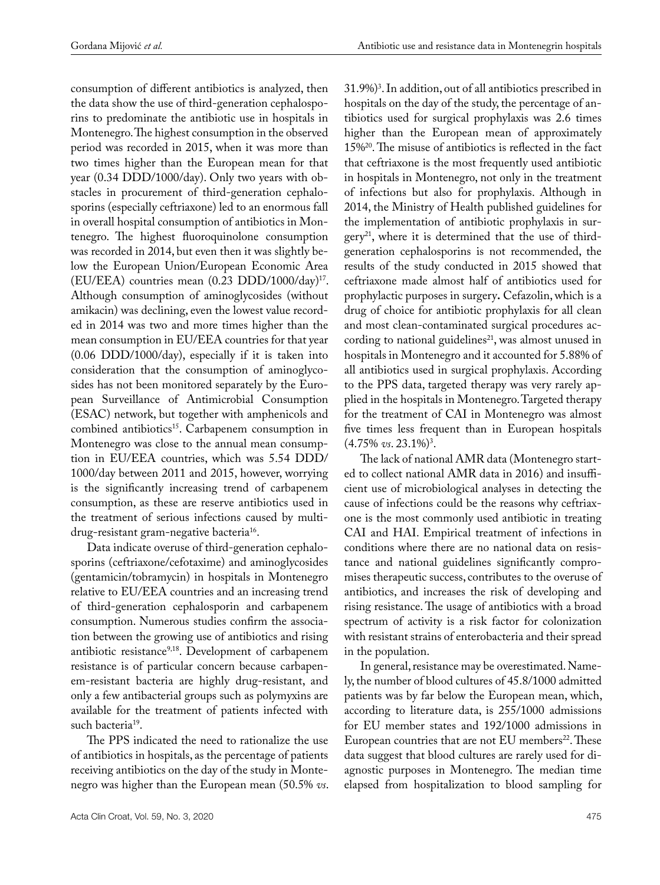consumption of different antibiotics is analyzed, then the data show the use of third-generation cephalosporins to predominate the antibiotic use in hospitals in Montenegro. The highest consumption in the observed period was recorded in 2015, when it was more than two times higher than the European mean for that year (0.34 DDD/1000/day). Only two years with obstacles in procurement of third-generation cephalosporins (especially ceftriaxone) led to an enormous fall in overall hospital consumption of antibiotics in Montenegro. The highest fluoroquinolone consumption was recorded in 2014, but even then it was slightly below the European Union/European Economic Area (EU/EEA) countries mean (0.23 DDD/1000/day)[17]. Although consumption of aminoglycosides (without amikacin) was declining, even the lowest value recorded in 2014 was two and more times higher than the mean consumption in EU/EEA countries for that year (0.06 DDD/1000/day), especially if it is taken into consideration that the consumption of aminoglycosides has not been monitored separately by the European Surveillance of Antimicrobial Consumption (ESAC) network, but together with amphenicols and combined antibiotics[15]. Carbapenem consumption in Montenegro was close to the annual mean consumption in EU/EEA countries, which was 5.54 DDD/1000/day between 2011 and 2015, however, worrying is the significantly increasing trend of carbapenem consumption, as these are reserve antibiotics used in the treatment of serious infections caused by multidrug-resistant gram-negative bacteria[16].

Data indicate overuse of third-generation cephalosporins (ceftriaxone/cefotaxime) and aminoglycosides (gentamicin/tobramycin) in hospitals in Montenegro relative to EU/EEA countries and an increasing trend of third-generation cephalosporin and carbapenem consumption. Numerous studies confirm the association between the growing use of antibiotics and rising antibiotic resistance[9,18]. Development of carbapenem resistance is of particular concern because carbapenem-resistant bacteria are highly drug-resistant, and only a few antibacterial groups such as polymyxins are available for the treatment of patients infected with such bacteria[19].

The PPS indicated the need to rationalize the use of antibiotics in hospitals, as the percentage of patients receiving antibiotics on the day of the study in Montenegro was higher than the European mean (50.5% *vs.* 31.9%)[3]. In addition, out of all antibiotics prescribed in hospitals on the day of the study, the percentage of antibiotics used for surgical prophylaxis was 2.6 times higher than the European mean of approximately 15%[20]. The misuse of antibiotics is reflected in the fact that ceftriaxone is the most frequently used antibiotic in hospitals in Montenegro, not only in the treatment of infections but also for prophylaxis. Although in 2014, the Ministry of Health published guidelines for the implementation of antibiotic prophylaxis in surgery[21], where it is determined that the use of third-generation cephalosporins is not recommended, the results of the study conducted in 2015 showed that ceftriaxone made almost half of antibiotics used for prophylactic purposes in surgery**.** Cefazolin, which is a drug of choice for antibiotic prophylaxis for all clean and most clean-contaminated surgical procedures according to national guidelines[21], was almost unused in hospitals in Montenegro and it accounted for 5.88% of all antibiotics used in surgical prophylaxis. According to the PPS data, targeted therapy was very rarely applied in the hospitals in Montenegro. Targeted therapy for the treatment of CAI in Montenegro was almost five times less frequent than in European hospitals (4.75% *vs*. 23.1%)[3].

The lack of national AMR data (Montenegro started to collect national AMR data in 2016) and insufficient use of microbiological analyses in detecting the cause of infections could be the reasons why ceftriaxone is the most commonly used antibiotic in treating CAI and HAI. Empirical treatment of infections in conditions where there are no national data on resistance and national guidelines significantly compromises therapeutic success, contributes to the overuse of antibiotics, and increases the risk of developing and rising resistance. The usage of antibiotics with a broad spectrum of activity is a risk factor for colonization with resistant strains of enterobacteria and their spread in the population.

In general, resistance may be overestimated. Namely, the number of blood cultures of 45.8/1000 admitted patients was by far below the European mean, which, according to literature data, is 255/1000 admissions for EU member states and 192/1000 admissions in European countries that are not EU members[22]. These data suggest that blood cultures are rarely used for diagnostic purposes in Montenegro. The median time elapsed from hospitalization to blood sampling for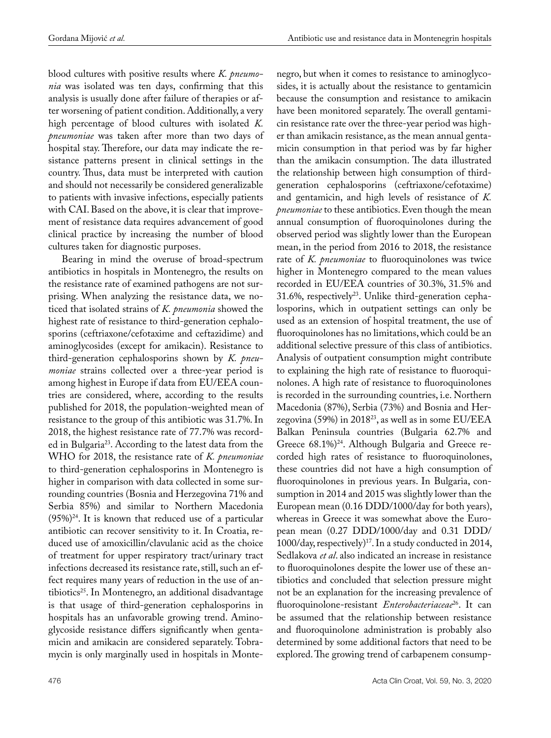blood cultures with positive results where *K. pneumonia* was isolated was ten days, confirming that this analysis is usually done after failure of therapies or after worsening of patient condition. Additionally, a very high percentage of blood cultures with isolated *K. pneumoniae* was taken after more than two days of hospital stay. Therefore, our data may indicate the resistance patterns present in clinical settings in the country. Thus, data must be interpreted with caution and should not necessarily be considered generalizable to patients with invasive infections, especially patients with CAI. Based on the above, it is clear that improvement of resistance data requires advancement of good clinical practice by increasing the number of blood cultures taken for diagnostic purposes.

Bearing in mind the overuse of broad-spectrum antibiotics in hospitals in Montenegro, the results on the resistance rate of examined pathogens are not surprising. When analyzing the resistance data, we noticed that isolated strains of *K. pneumonia* showed the highest rate of resistance to third-generation cephalosporins (ceftriaxone/cefotaxime and ceftazidime) and aminoglycosides (except for amikacin). Resistance to third-generation cephalosporins shown by *K. pneumoniae* strains collected over a three-year period is among highest in Europe if data from EU/EEA countries are considered, where, according to the results published for 2018, the population-weighted mean of resistance to the group of this antibiotic was 31.7%. In 2018, the highest resistance rate of 77.7% was recorded in Bulgaria[23]. According to the latest data from the WHO for 2018, the resistance rate of *K. pneumoniae* to third-generation cephalosporins in Montenegro is higher in comparison with data collected in some surrounding countries (Bosnia and Herzegovina 71% and Serbia 85%) and similar to Northern Macedonia (95%)[24]. It is known that reduced use of a particular antibiotic can recover sensitivity to it. In Croatia, reduced use of amoxicillin/clavulanic acid as the choice of treatment for upper respiratory tract/urinary tract infections decreased its resistance rate, still, such an effect requires many years of reduction in the use of antibiotics[25]. In Montenegro, an additional disadvantage is that usage of third-generation cephalosporins in hospitals has an unfavorable growing trend. Aminoglycoside resistance differs significantly when gentamicin and amikacin are considered separately. Tobramycin is only marginally used in hospitals in Montenegro, but when it comes to resistance to aminoglycosides, it is actually about the resistance to gentamicin because the consumption and resistance to amikacin have been monitored separately. The overall gentamicin resistance rate over the three-year period was higher than amikacin resistance, as the mean annual gentamicin consumption in that period was by far higher than the amikacin consumption. The data illustrated the relationship between high consumption of third-generation cephalosporins (ceftriaxone/cefotaxime) and gentamicin, and high levels of resistance of *K. pneumoniae* to these antibiotics. Even though the mean annual consumption of fluoroquinolones during the observed period was slightly lower than the European mean, in the period from 2016 to 2018, the resistance rate of *K. pneumoniae* to fluoroquinolones was twice higher in Montenegro compared to the mean values recorded in EU/EEA countries of 30.3%, 31.5% and 31.6%, respectively[23]. Unlike third-generation cephalosporins, which in outpatient settings can only be used as an extension of hospital treatment, the use of fluoroquinolones has no limitations, which could be an additional selective pressure of this class of antibiotics. Analysis of outpatient consumption might contribute to explaining the high rate of resistance to fluoroquinolones. A high rate of resistance to fluoroquinolones is recorded in the surrounding countries, i.e. Northern Macedonia (87%), Serbia (73%) and Bosnia and Herzegovina (59%) in 2018[23], as well as in some EU/EEA Balkan Peninsula countries (Bulgaria 62.7% and Greece 68.1%)[24]. Although Bulgaria and Greece recorded high rates of resistance to fluoroquinolones, these countries did not have a high consumption of fluoroquinolones in previous years. In Bulgaria, consumption in 2014 and 2015 was slightly lower than the European mean (0.16 DDD/1000/day for both years), whereas in Greece it was somewhat above the European mean (0.27 DDD/1000/day and 0.31 DDD/1000/day, respectively)[17]. In a study conducted in 2014, Sedlakova *et al*. also indicated an increase in resistance to fluoroquinolones despite the lower use of these antibiotics and concluded that selection pressure might not be an explanation for the increasing prevalence of fluoroquinolone-resistant *Enterobacteriaceae*[26]. It can be assumed that the relationship between resistance and fluoroquinolone administration is probably also determined by some additional factors that need to be explored. The growing trend of carbapenem consump-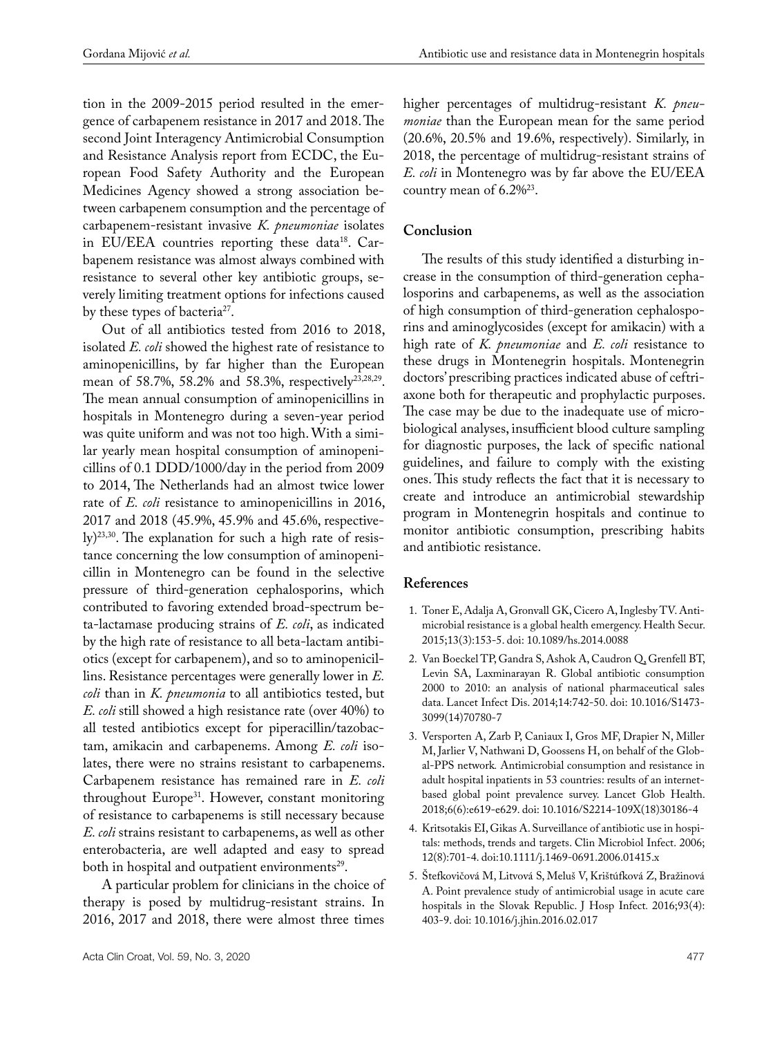tion in the 2009-2015 period resulted in the emergence of carbapenem resistance in 2017 and 2018. The second Joint Interagency Antimicrobial Consumption and Resistance Analysis report from ECDC, the European Food Safety Authority and the European Medicines Agency showed a strong association between carbapenem consumption and the percentage of carbapenem-resistant invasive *K. pneumoniae* isolates in EU/EEA countries reporting these data[18]. Carbapenem resistance was almost always combined with resistance to several other key antibiotic groups, severely limiting treatment options for infections caused by these types of bacteria[27].

Out of all antibiotics tested from 2016 to 2018, isolated *E. coli* showed the highest rate of resistance to aminopenicillins, by far higher than the European mean of 58.7%, 58.2% and 58.3%, respectively[23,28,29]. The mean annual consumption of aminopenicillins in hospitals in Montenegro during a seven-year period was quite uniform and was not too high. With a similar yearly mean hospital consumption of aminopenicillins of 0.1 DDD/1000/day in the period from 2009 to 2014, The Netherlands had an almost twice lower rate of *E. coli* resistance to aminopenicillins in 2016, 2017 and 2018 (45.9%, 45.9% and 45.6%, respectively)[23,30]. The explanation for such a high rate of resistance concerning the low consumption of aminopenicillin in Montenegro can be found in the selective pressure of third-generation cephalosporins, which contributed to favoring extended broad-spectrum beta-lactamase producing strains of *E. coli*, as indicated by the high rate of resistance to all beta-lactam antibiotics (except for carbapenem), and so to aminopenicillins. Resistance percentages were generally lower in *E. coli* than in *K. pneumonia* to all antibiotics tested, but *E. coli* still showed a high resistance rate (over 40%) to all tested antibiotics except for piperacillin/tazobactam, amikacin and carbapenems. Among *E. coli* isolates, there were no strains resistant to carbapenems. Carbapenem resistance has remained rare in *E. coli* throughout Europe[31]. However, constant monitoring of resistance to carbapenems is still necessary because *E. coli* strains resistant to carbapenems, as well as other enterobacteria, are well adapted and easy to spread both in hospital and outpatient environments[29].

A particular problem for clinicians in the choice of therapy is posed by multidrug-resistant strains. In 2016, 2017 and 2018, there were almost three times higher percentages of multidrug-resistant *K. pneumoniae* than the European mean for the same period (20.6%, 20.5% and 19.6%, respectively). Similarly, in 2018, the percentage of multidrug-resistant strains of *E. coli* in Montenegro was by far above the EU/EEA country mean of 6.2%[23].

## Conclusion

The results of this study identified a disturbing increase in the consumption of third-generation cephalosporins and carbapenems, as well as the association of high consumption of third-generation cephalosporins and aminoglycosides (except for amikacin) with a high rate of *K. pneumoniae* and *E. coli* resistance to these drugs in Montenegrin hospitals. Montenegrin doctors' prescribing practices indicated abuse of ceftriaxone both for therapeutic and prophylactic purposes. The case may be due to the inadequate use of microbiological analyses, insufficient blood culture sampling for diagnostic purposes, the lack of specific national guidelines, and failure to comply with the existing ones. This study reflects the fact that it is necessary to create and introduce an antimicrobial stewardship program in Montenegrin hospitals and continue to monitor antibiotic consumption, prescribing habits and antibiotic resistance.

## References

1. Toner E, Adalja A, Gronvall GK, Cicero A, Inglesby TV. Antimicrobial resistance is a global health emergency. Health Secur. 2015;13(3):153-5. doi: 10.1089/hs.2014.0088
2. Van Boeckel TP, Gandra S, Ashok A, Caudron Q, Grenfell BT, Levin SA, Laxminarayan R. Global antibiotic consumption 2000 to 2010: an analysis of national pharmaceutical sales data. Lancet Infect Dis. 2014;14:742-50. doi: 10.1016/S1473-3099(14)70780-7
3. Versporten A, Zarb P, Caniaux I, Gros MF, Drapier N, Miller M, Jarlier V, Nathwani D, Goossens H, on behalf of the Global-PPS network. Antimicrobial consumption and resistance in adult hospital inpatients in 53 countries: results of an internet-based global point prevalence survey. Lancet Glob Health. 2018;6(6):e619-e629. doi: 10.1016/S2214-109X(18)30186-4
4. Kritsotakis EI, Gikas A. Surveillance of antibiotic use in hospitals: methods, trends and targets. Clin Microbiol Infect. 2006; 12(8):701-4. doi:10.1111/j.1469-0691.2006.01415.x
5. Štefkovičová M, Litvová S, Meluš V, Krištúfková Z, Bražinová A. Point prevalence study of antimicrobial usage in acute care hospitals in the Slovak Republic. J Hosp Infect. 2016;93(4): 403-9. doi: 10.1016/j.jhin.2016.02.017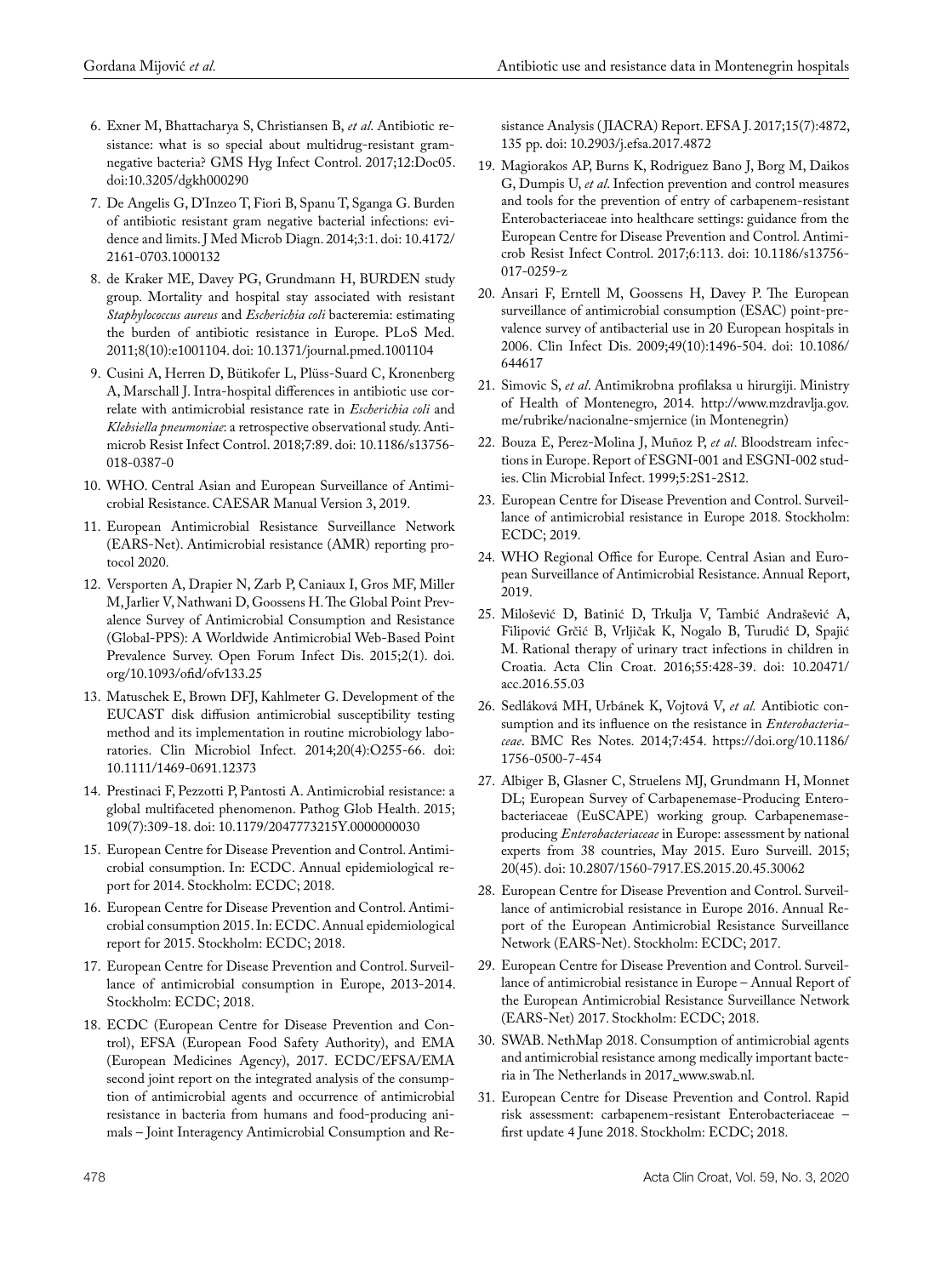6. Exner M, Bhattacharya S, Christiansen B, *et al*. Antibiotic resistance: what is so special about multidrug-resistant gram-negative bacteria? GMS Hyg Infect Control. 2017;12:Doc05. doi:10.3205/dgkh000290
7. De Angelis G, D'Inzeo T, Fiori B, Spanu T, Sganga G. Burden of antibiotic resistant gram negative bacterial infections: evidence and limits. J Med Microb Diagn. 2014;3:1. doi: 10.4172/2161-0703.1000132
8. de Kraker ME, Davey PG, Grundmann H, BURDEN study group. Mortality and hospital stay associated with resistant *Staphylococcus aureus* and *Escherichia coli* bacteremia: estimating the burden of antibiotic resistance in Europe. PLoS Med. 2011;8(10):e1001104. doi: 10.1371/journal.pmed.1001104
9. Cusini A, Herren D, Bütikofer L, Plüss-Suard C, Kronenberg A, Marschall J. Intra-hospital differences in antibiotic use correlate with antimicrobial resistance rate in *Escherichia coli* and *Klebsiella pneumoniae*: a retrospective observational study. Antimicrob Resist Infect Control. 2018;7:89. doi: 10.1186/s13756-018-0387-0
10. WHO. Central Asian and European Surveillance of Antimicrobial Resistance. CAESAR Manual Version 3, 2019.
11. European Antimicrobial Resistance Surveillance Network (EARS-Net). Antimicrobial resistance (AMR) reporting protocol 2020.
12. Versporten A, Drapier N, Zarb P, Caniaux I, Gros MF, Miller M, Jarlier V, Nathwani D, Goossens H. The Global Point Prevalence Survey of Antimicrobial Consumption and Resistance (Global-PPS): A Worldwide Antimicrobial Web-Based Point Prevalence Survey. Open Forum Infect Dis. 2015;2(1). doi. org/10.1093/ofid/ofv133.25
13. Matuschek E, Brown DFJ, Kahlmeter G. Development of the EUCAST disk diffusion antimicrobial susceptibility testing method and its implementation in routine microbiology laboratories. Clin Microbiol Infect. 2014;20(4):O255-66. doi: 10.1111/1469-0691.12373
14. Prestinaci F, Pezzotti P, Pantosti A. Antimicrobial resistance: a global multifaceted phenomenon. Pathog Glob Health. 2015; 109(7):309-18. doi: 10.1179/2047773215Y.0000000030
15. European Centre for Disease Prevention and Control. Antimicrobial consumption. In: ECDC. Annual epidemiological report for 2014. Stockholm: ECDC; 2018.
16. European Centre for Disease Prevention and Control. Antimicrobial consumption 2015. In: ECDC. Annual epidemiological report for 2015. Stockholm: ECDC; 2018.
17. European Centre for Disease Prevention and Control. Surveillance of antimicrobial consumption in Europe, 2013-2014. Stockholm: ECDC; 2018.
18. ECDC (European Centre for Disease Prevention and Control), EFSA (European Food Safety Authority), and EMA (European Medicines Agency), 2017. ECDC/EFSA/EMA second joint report on the integrated analysis of the consumption of antimicrobial agents and occurrence of antimicrobial resistance in bacteria from humans and food-producing animals – Joint Interagency Antimicrobial Consumption and Resistance Analysis (JIACRA) Report. EFSA J. 2017;15(7):4872, 135 pp. doi: 10.2903/j.efsa.2017.4872
19. Magiorakos AP, Burns K, Rodriguez Bano J, Borg M, Daikos G, Dumpis U, *et al*. Infection prevention and control measures and tools for the prevention of entry of carbapenem-resistant Enterobacteriaceae into healthcare settings: guidance from the European Centre for Disease Prevention and Control. Antimicrob Resist Infect Control. 2017;6:113. doi: 10.1186/s13756-017-0259-z
20. Ansari F, Erntell M, Goossens H, Davey P. The European surveillance of antimicrobial consumption (ESAC) point-prevalence survey of antibacterial use in 20 European hospitals in 2006. Clin Infect Dis. 2009;49(10):1496-504. doi: 10.1086/644617
21. Simovic S, *et al*. Antimikrobna profilaksa u hirurgiji. Ministry of Health of Montenegro, 2014. http://www.mzdravlja.gov.me/rubrike/nacionalne-smjernice (in Montenegrin)
22. Bouza E, Perez-Molina J, Muñoz P, *et al*. Bloodstream infections in Europe. Report of ESGNI-001 and ESGNI-002 studies. Clin Microbial Infect. 1999;5:2S1-2S12.
23. European Centre for Disease Prevention and Control. Surveillance of antimicrobial resistance in Europe 2018. Stockholm: ECDC; 2019.
24. WHO Regional Office for Europe. Central Asian and European Surveillance of Antimicrobial Resistance. Annual Report, 2019.
25. Milošević D, Batinić D, Trkulja V, Tambić Andrašević A, Filipović Grčić B, Vrljičak K, Nogalo B, Turudić D, Spajić M. Rational therapy of urinary tract infections in children in Croatia. Acta Clin Croat. 2016;55:428-39. doi: 10.20471/acc.2016.55.03
26. Sedláková MH, Urbánek K, Vojtová V, *et al.* Antibiotic consumption and its influence on the resistance in *Enterobacteriaceae*. BMC Res Notes. 2014;7:454. https://doi.org/10.1186/1756-0500-7-454
27. Albiger B, Glasner C, Struelens MJ, Grundmann H, Monnet DL; European Survey of Carbapenemase-Producing Enterobacteriaceae (EuSCAPE) working group. Carbapenemase-producing *Enterobacteriaceae* in Europe: assessment by national experts from 38 countries, May 2015. Euro Surveill. 2015; 20(45). doi: 10.2807/1560-7917.ES.2015.20.45.30062
28. European Centre for Disease Prevention and Control. Surveillance of antimicrobial resistance in Europe 2016. Annual Report of the European Antimicrobial Resistance Surveillance Network (EARS-Net). Stockholm: ECDC; 2017.
29. European Centre for Disease Prevention and Control. Surveillance of antimicrobial resistance in Europe – Annual Report of the European Antimicrobial Resistance Surveillance Network (EARS-Net) 2017. Stockholm: ECDC; 2018.
30. SWAB. NethMap 2018. Consumption of antimicrobial agents and antimicrobial resistance among medically important bacteria in The Netherlands in 2017. www.swab.nl.
31. European Centre for Disease Prevention and Control. Rapid risk assessment: carbapenem-resistant Enterobacteriaceae – first update 4 June 2018. Stockholm: ECDC; 2018.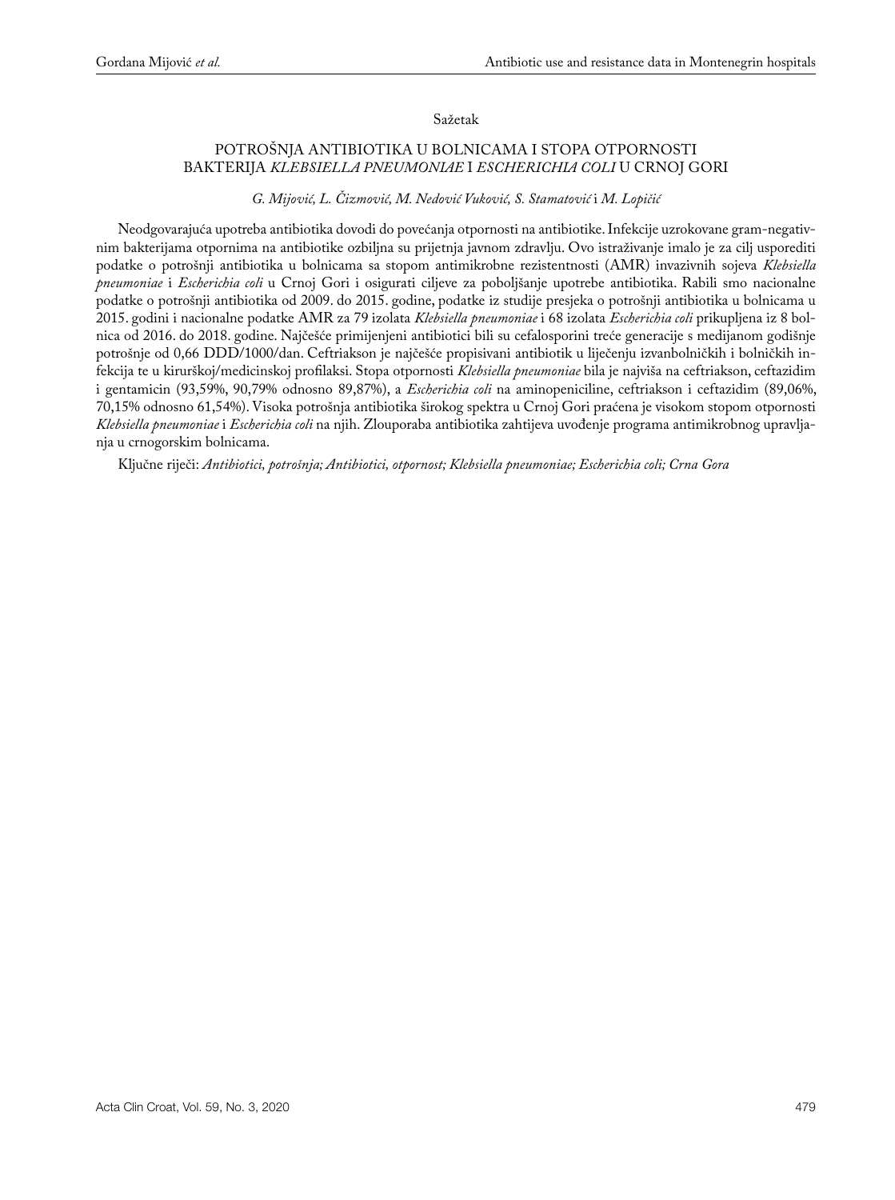Sažetak

## POTROŠNJA ANTIBIOTIKA U BOLNICAMA I STOPA OTPORNOSTI BAKTERIJA *KLEBSIELLA PNEUMONIAE* I *ESCHERICHIA COLI* U CRNOJ GORI

*G. Mijović, L. Čizmović, M. Nedović Vuković, S. Stamatović* i *M. Lopičić*

Neodgovarajuća upotreba antibiotika dovodi do povećanja otpornosti na antibiotike. Infekcije uzrokovane gram-negativnim bakterijama otpornima na antibiotike ozbiljna su prijetnja javnom zdravlju. Ovo istraživanje imalo je za cilj usporediti podatke o potrošnji antibiotika u bolnicama sa stopom antimikrobne rezistentnosti (AMR) invazivnih sojeva *Klebsiella pneumoniae* i *Escherichia coli* u Crnoj Gori i osigurati ciljeve za poboljšanje upotrebe antibiotika. Rabili smo nacionalne podatke o potrošnji antibiotika od 2009. do 2015. godine, podatke iz studije presjeka o potrošnji antibiotika u bolnicama u 2015. godini i nacionalne podatke AMR za 79 izolata *Klebsiella pneumoniae* i 68 izolata *Escherichia coli* prikupljena iz 8 bolnica od 2016. do 2018. godine. Najčešće primijenjeni antibiotici bili su cefalosporini treće generacije s medijanom godišnje potrošnje od 0,66 DDD/1000/dan. Ceftriakson je najčešće propisivani antibiotik u liječenju izvanbolničkih i bolničkih infekcija te u kirurškoj/medicinskoj profilaksi. Stopa otpornosti *Klebsiella pneumoniae* bila je najviša na ceftriakson, ceftazidim i gentamicin (93,59%, 90,79% odnosno 89,87%), a *Escherichia coli* na aminopeniciline, ceftriakson i ceftazidim (89,06%, 70,15% odnosno 61,54%). Visoka potrošnja antibiotika širokog spektra u Crnoj Gori praćena je visokom stopom otpornosti *Klebsiella pneumoniae* i *Escherichia coli* na njih. Zlouporaba antibiotika zahtijeva uvođenje programa antimikrobnog upravljanja u crnogorskim bolnicama.

Ključne riječi: *Antibiotici, potrošnja; Antibiotici, otpornost; Klebsiella pneumoniae; Escherichia coli; Crna Gora*